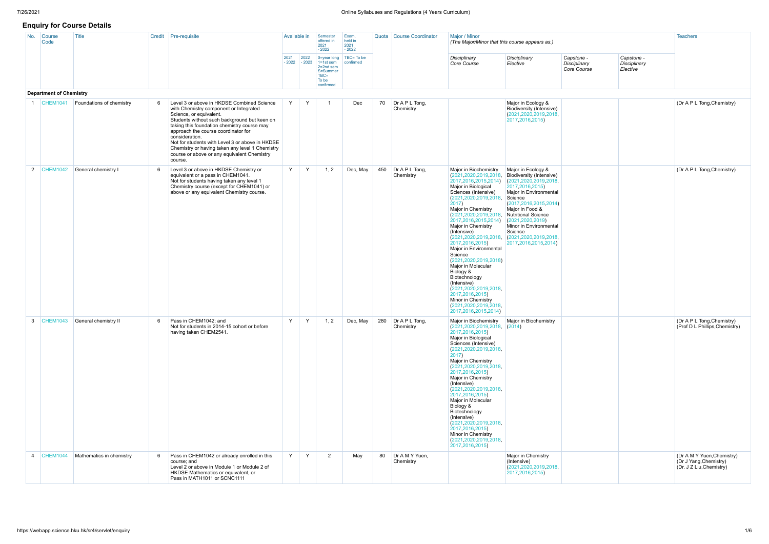## Enquiry for Course Details

| No. | Course Code | Title | Credit | Pre-requisite | Available in | | Semester offered in 2021 - 2022 | Exam. held in 2021 - 2022 | Quota | Course Coordinator | Major / Minor (The Major/Minor that this course appears as.) | | | | Teachers |
|---|---|---|---|---|---|---|---|---|---|---|---|---|---|---|---|
| | | | | | 2021 - 2022 | 2022 - 2023 | 0=year long 1=1st sem 2=2nd sem S=Summer TBC= To be confirmed | TBC= To be confirmed | | | *Disciplinary Core Course* | *Disciplinary Elective* | *Capstone - Disciplinary Core Course* | *Capstone - Disciplinary Elective* | |
| **Department of Chemistry** | | | | | | | | | | | | | | | |
| 1 | CHEM1041 | Foundations of chemistry | 6 | Level 3 or above in HKDSE Combined Science with Chemistry component or Integrated Science, or equivalent. Students without such background but keen on taking this foundation chemistry course may approach the course coordinator for consideration. Not for students with Level 3 or above in HKDSE Chemistry or having taken any level 1 Chemistry course or above or any equivalent Chemistry course. | Y | Y | 1 | Dec | 70 | Dr A P L Tong, Chemistry | | Major in Ecology & Biodiversity (Intensive) (2021,2020,2019,2018, 2017,2016,2015) | | | (Dr A P L Tong,Chemistry) |
| 2 | CHEM1042 | General chemistry I | 6 | Level 3 or above in HKDSE Chemistry or equivalent or a pass in CHEM1041. Not for students having taken any level 1 Chemistry course (except for CHEM1041) or above or any equivalent Chemistry course. | Y | Y | 1, 2 | Dec, May | 450 | Dr A P L Tong, Chemistry | Major in Biochemistry (2021,2020,2019,2018, 2017,2016,2015,2014) Major in Biological Sciences (Intensive) (2021,2020,2019,2018, 2017) Major in Chemistry (2021,2020,2019,2018, 2017,2016,2015,2014) Major in Chemistry (Intensive) (2021,2020,2019,2018, 2017,2016,2015) Major in Environmental Science (2021,2020,2019,2018) Major in Molecular Biology & Biotechnology (Intensive) (2021,2020,2019,2018, 2017,2016,2015) Minor in Chemistry (2021,2020,2019,2018, 2017,2016,2015,2014) | Major in Ecology & Biodiversity (Intensive) (2021,2020,2019,2018, 2017,2016,2015) Major in Environmental Science (2017,2016,2015,2014) Major in Food & Nutritional Science (2021,2020,2019) Minor in Environmental Science (2021,2020,2019,2018, 2017,2016,2015,2014) | | | (Dr A P L Tong,Chemistry) |
| 3 | CHEM1043 | General chemistry II | 6 | Pass in CHEM1042; and Not for students in 2014-15 cohort or before having taken CHEM2541. | Y | Y | 1, 2 | Dec, May | 280 | Dr A P L Tong, Chemistry | Major in Biochemistry (2021,2020,2019,2018, 2017,2016,2015) Major in Biological Sciences (Intensive) (2021,2020,2019,2018, 2017) Major in Chemistry (2021,2020,2019,2018, 2017,2016,2015) Major in Chemistry (Intensive) (2021,2020,2019,2018, 2017,2016,2015) Major in Molecular Biology & Biotechnology (Intensive) (2021,2020,2019,2018, 2017,2016,2015) Minor in Chemistry (2021,2020,2019,2018, 2017,2016,2015) | Major in Biochemistry (2014) | | | (Dr A P L Tong,Chemistry) (Prof D L Phillips,Chemistry) |
| 4 | CHEM1044 | Mathematics in chemistry | 6 | Pass in CHEM1042 or already enrolled in this course; and Level 2 or above in Module 1 or Module 2 of HKDSE Mathematics or equivalent, or Pass in MATH1011 or SCNC1111 | Y | Y | 2 | May | 80 | Dr A M Y Yuen, Chemistry | | Major in Chemistry (Intensive) (2021,2020,2019,2018, 2017,2016,2015) | | | (Dr A M Y Yuen,Chemistry) (Dr J Yang,Chemistry) (Dr. J Z Liu,Chemistry) |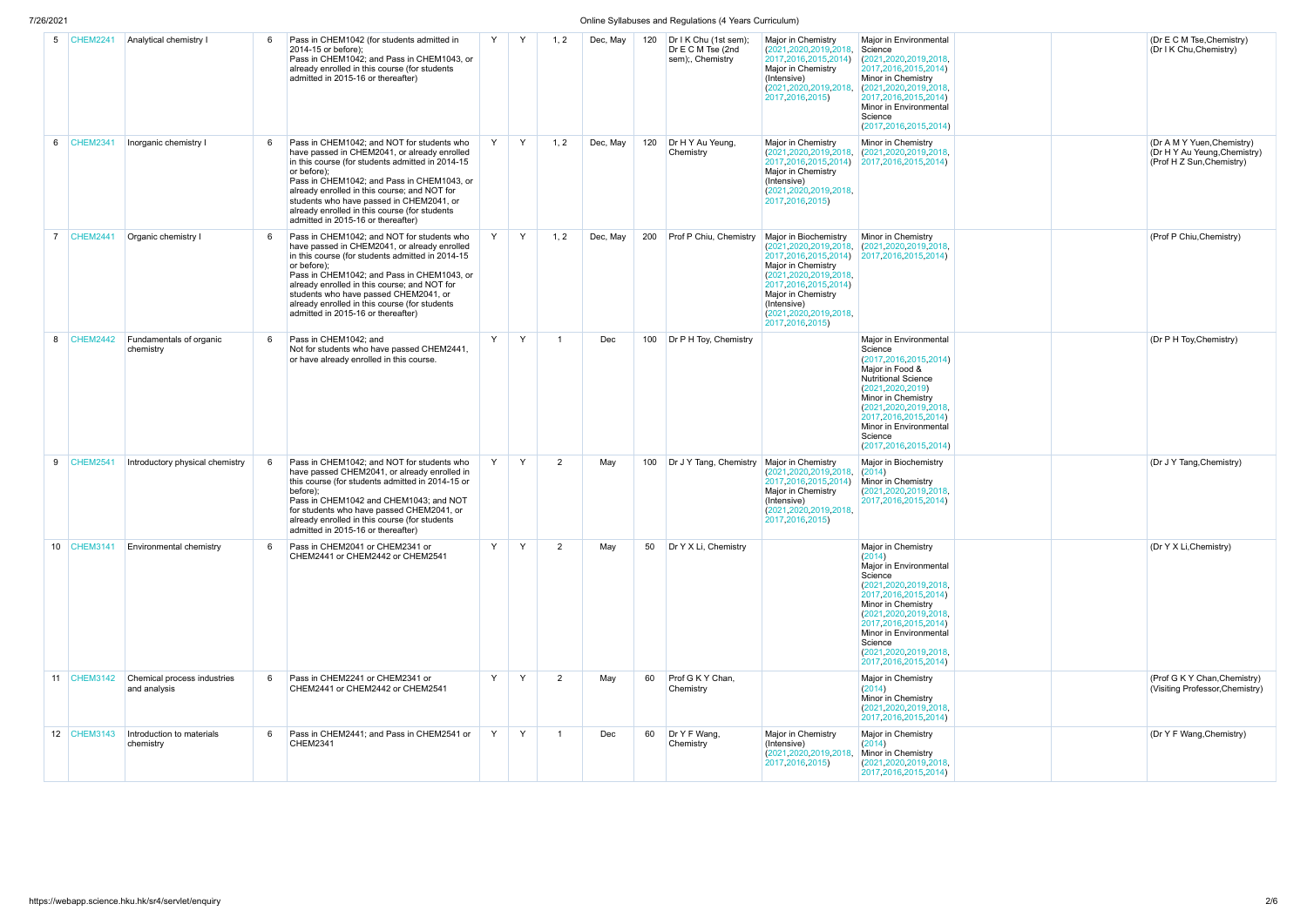| 5 | CHEM2241 | Analytical chemistry I | 6 | Pass in CHEM1042 (for students admitted in 2014-15 or before); Pass in CHEM1042; and Pass in CHEM1043, or already enrolled in this course (for students admitted in 2015-16 or thereafter) | Y | Y | 1, 2 | Dec, May | 120 | Dr I K Chu (1st sem); Dr E C M Tse (2nd sem);, Chemistry | Major in Chemistry (2021,2020,2019,2018, 2017,2016,2015,2014) Major in Chemistry (Intensive) (2021,2020,2019,2018, 2017,2016,2015) | Major in Environmental Science (2021,2020,2019,2018, 2017,2016,2015,2014) Minor in Chemistry (2021,2020,2019,2018, 2017,2016,2015,2014) Minor in Environmental Science (2017,2016,2015,2014) | | | (Dr E C M Tse,Chemistry) (Dr I K Chu,Chemistry) |
|---|---|---|---|---|---|---|---|---|---|---|---|---|---|---|---|
| 6 | CHEM2341 | Inorganic chemistry I | 6 | Pass in CHEM1042; and NOT for students who have passed in CHEM2041, or already enrolled in this course (for students admitted in 2014-15 or before); Pass in CHEM1042; and Pass in CHEM1043, or already enrolled in this course; and NOT for students who have passed in CHEM2041, or already enrolled in this course (for students admitted in 2015-16 or thereafter) | Y | Y | 1, 2 | Dec, May | 120 | Dr H Y Au Yeung, Chemistry | Major in Chemistry (2021,2020,2019,2018, 2017,2016,2015,2014) Major in Chemistry (Intensive) (2021,2020,2019,2018, 2017,2016,2015) | Minor in Chemistry (2021,2020,2019,2018, 2017,2016,2015,2014) | | | (Dr A M Y Yuen,Chemistry) (Dr H Y Au Yeung,Chemistry) (Prof H Z Sun,Chemistry) |
| 7 | CHEM2441 | Organic chemistry I | 6 | Pass in CHEM1042; and NOT for students who have passed in CHEM2041, or already enrolled in this course (for students admitted in 2014-15 or before); Pass in CHEM1042; and Pass in CHEM1043, or already enrolled in this course; and NOT for students who have passed CHEM2041, or already enrolled in this course (for students admitted in 2015-16 or thereafter) | Y | Y | 1, 2 | Dec, May | 200 | Prof P Chiu, Chemistry | Major in Biochemistry (2021,2020,2019,2018, 2017,2016,2015,2014) Major in Chemistry (2021,2020,2019,2018, 2017,2016,2015,2014) Major in Chemistry (Intensive) (2021,2020,2019,2018, 2017,2016,2015) | Minor in Chemistry (2021,2020,2019,2018, 2017,2016,2015,2014) | | | (Prof P Chiu,Chemistry) |
| 8 | CHEM2442 | Fundamentals of organic chemistry | 6 | Pass in CHEM1042; and Not for students who have passed CHEM2441, or have already enrolled in this course. | Y | Y | 1 | Dec | 100 | Dr P H Toy, Chemistry | | Major in Environmental Science (2017,2016,2015,2014) Major in Food & Nutritional Science (2021,2020,2019) Minor in Chemistry (2021,2020,2019,2018, 2017,2016,2015,2014) Minor in Environmental Science (2017,2016,2015,2014) | | | (Dr P H Toy,Chemistry) |
| 9 | CHEM2541 | Introductory physical chemistry | 6 | Pass in CHEM1042; and NOT for students who have passed CHEM2041, or already enrolled in this course (for students admitted in 2014-15 or before); Pass in CHEM1042 and CHEM1043; and NOT for students who have passed CHEM2041, or already enrolled in this course (for students admitted in 2015-16 or thereafter) | Y | Y | 2 | May | 100 | Dr J Y Tang, Chemistry | Major in Chemistry (2021,2020,2019,2018, 2017,2016,2015,2014) Major in Chemistry (Intensive) (2021,2020,2019,2018, 2017,2016,2015) | Major in Biochemistry (2014) Minor in Chemistry (2021,2020,2019,2018, 2017,2016,2015,2014) | | | (Dr J Y Tang,Chemistry) |
| 10 | CHEM3141 | Environmental chemistry | 6 | Pass in CHEM2041 or CHEM2341 or CHEM2441 or CHEM2442 or CHEM2541 | Y | Y | 2 | May | 50 | Dr Y X Li, Chemistry | | Major in Chemistry (2014) Major in Environmental Science (2021,2020,2019,2018, 2017,2016,2015,2014) Minor in Chemistry (2021,2020,2019,2018, 2017,2016,2015,2014) Minor in Environmental Science (2021,2020,2019,2018, 2017,2016,2015,2014) | | | (Dr Y X Li,Chemistry) |
| 11 | CHEM3142 | Chemical process industries and analysis | 6 | Pass in CHEM2241 or CHEM2341 or CHEM2441 or CHEM2442 or CHEM2541 | Y | Y | 2 | May | 60 | Prof G K Y Chan, Chemistry | | Major in Chemistry (2014) Minor in Chemistry (2021,2020,2019,2018, 2017,2016,2015,2014) | | | (Prof G K Y Chan,Chemistry) (Visiting Professor,Chemistry) |
| 12 | CHEM3143 | Introduction to materials chemistry | 6 | Pass in CHEM2441; and Pass in CHEM2541 or CHEM2341 | Y | Y | 1 | Dec | 60 | Dr Y F Wang, Chemistry | Major in Chemistry (Intensive) (2021,2020,2019,2018, 2017,2016,2015) | Major in Chemistry (2014) Minor in Chemistry (2021,2020,2019,2018, 2017,2016,2015,2014) | | | (Dr Y F Wang,Chemistry) |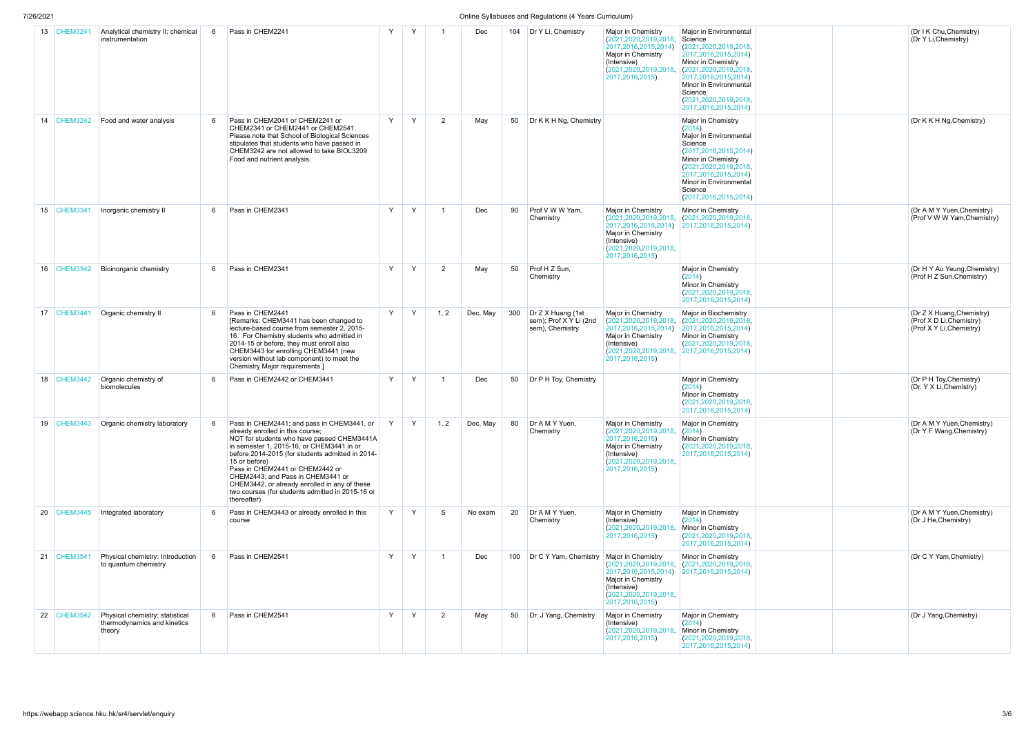| 13 | CHEM3241 | Analytical chemistry II: chemical instrumentation | 6 | Pass in CHEM2241 | Y | Y | 1 | Dec | 104 | Dr Y Li, Chemistry | Major in Chemistry (2021,2020,2019,2018, 2017,2016,2015,2014) Major in Chemistry (Intensive) (2021,2020,2019,2018, 2017,2016,2015) | Major in Environmental Science (2021,2020,2019,2018, 2017,2016,2015,2014) Minor in Chemistry (2021,2020,2019,2018, 2017,2016,2015,2014) Minor in Environmental Science (2021,2020,2019,2018, 2017,2016,2015,2014) | | | (Dr I K Chu,Chemistry) (Dr Y Li,Chemistry) |
|---|---|---|---|---|---|---|---|---|---|---|---|---|---|---|---|
| 14 | CHEM3242 | Food and water analysis | 6 | Pass in CHEM2041 or CHEM2241 or CHEM2341 or CHEM2441 or CHEM2541. Please note that School of Biological Sciences stipulates that students who have passed in CHEM3242 are not allowed to take BIOL3209 Food and nutrient analysis. | Y | Y | 2 | May | 50 | Dr K K H Ng, Chemistry | | Major in Chemistry (2014) Major in Environmental Science (2017,2016,2015,2014) Minor in Chemistry (2021,2020,2019,2018, 2017,2016,2015,2014) Minor in Environmental Science (2017,2016,2015,2014) | | | (Dr K K H Ng,Chemistry) |
| 15 | CHEM3341 | Inorganic chemistry II | 6 | Pass in CHEM2341 | Y | Y | 1 | Dec | 90 | Prof V W W Yam, Chemistry | Major in Chemistry (2021,2020,2019,2018, 2017,2016,2015,2014) Major in Chemistry (Intensive) (2021,2020,2019,2018, 2017,2016,2015) | Minor in Chemistry (2021,2020,2019,2018, 2017,2016,2015,2014) | | | (Dr A M Y Yuen,Chemistry) (Prof V W W Yam,Chemistry) |
| 16 | CHEM3342 | Bioinorganic chemistry | 6 | Pass in CHEM2341 | Y | Y | 2 | May | 50 | Prof H Z Sun, Chemistry | | Major in Chemistry (2014) Minor in Chemistry (2021,2020,2019,2018, 2017,2016,2015,2014) | | | (Dr H Y Au Yeung,Chemistry) (Prof H Z Sun,Chemistry) |
| 17 | CHEM3441 | Organic chemistry II | 6 | Pass in CHEM2441 [Remarks: CHEM3441 has been changed to lecture-based course from semester 2, 2015-16. For Chemistry students who admitted in 2014-15 or before, they must enroll also CHEM3443 for enrolling CHEM3441 (new version without lab component) to meet the Chemistry Major requirements.] | Y | Y | 1, 2 | Dec, May | 300 | Dr Z X Huang (1st sem); Prof X Y Li (2nd sem), Chemistry | Major in Chemistry (2021,2020,2019,2018, 2017,2016,2015,2014) Major in Chemistry (Intensive) (2021,2020,2019,2018, 2017,2016,2015) | Major in Biochemistry (2021,2020,2019,2018, 2017,2016,2015,2014) Minor in Chemistry (2021,2020,2019,2018, 2017,2016,2015,2014) | | | (Dr Z X Huang,Chemistry) (Prof X D Li,Chemistry) (Prof X Y Li,Chemistry) |
| 18 | CHEM3442 | Organic chemistry of biomolecules | 6 | Pass in CHEM2442 or CHEM3441 | Y | Y | 1 | Dec | 50 | Dr P H Toy, Chemistry | | Major in Chemistry (2014) Minor in Chemistry (2021,2020,2019,2018, 2017,2016,2015,2014) | | | (Dr P H Toy,Chemistry) (Dr. Y X Li,Chemistry) |
| 19 | CHEM3443 | Organic chemistry laboratory | 6 | Pass in CHEM2441; and pass in CHEM3441, or already enrolled in this course; NOT for students who have passed CHEM3441A in semester 1, 2015-16, or CHEM3441 in or before 2014-2015 (for students admitted in 2014-15 or before) Pass in CHEM2441 or CHEM2442 or CHEM2443; and Pass in CHEM3441 or CHEM3442, or already enrolled in any of these two courses (for students admitted in 2015-16 or thereafter) | Y | Y | 1, 2 | Dec, May | 80 | Dr A M Y Yuen, Chemistry | Major in Chemistry (2021,2020,2019,2018, 2017,2016,2015) Major in Chemistry (Intensive) (2021,2020,2019,2018, 2017,2016,2015) | Major in Chemistry (2014) Minor in Chemistry (2021,2020,2019,2018, 2017,2016,2015,2014) | | | (Dr A M Y Yuen,Chemistry) (Dr Y F Wang,Chemistry) |
| 20 | CHEM3445 | Integrated laboratory | 6 | Pass in CHEM3443 or already enrolled in this course | Y | Y | S | No exam | 20 | Dr A M Y Yuen, Chemistry | Major in Chemistry (Intensive) (2021,2020,2019,2018, 2017,2016,2015) | Major in Chemistry (2014) Minor in Chemistry (2021,2020,2019,2018, 2017,2016,2015,2014) | | | (Dr A M Y Yuen,Chemistry) (Dr J He,Chemistry) |
| 21 | CHEM3541 | Physical chemistry: Introduction to quantum chemistry | 6 | Pass in CHEM2541 | Y | Y | 1 | Dec | 100 | Dr C Y Yam, Chemistry | Major in Chemistry (2021,2020,2019,2018, 2017,2016,2015,2014) Major in Chemistry (Intensive) (2021,2020,2019,2018, 2017,2016,2015) | Minor in Chemistry (2021,2020,2019,2018, 2017,2016,2015,2014) | | | (Dr C Y Yam,Chemistry) |
| 22 | CHEM3542 | Physical chemistry: statistical thermodynamics and kinetics theory | 6 | Pass in CHEM2541 | Y | Y | 2 | May | 50 | Dr. J Yang, Chemistry | Major in Chemistry (Intensive) (2021,2020,2019,2018, 2017,2016,2015) | Major in Chemistry (2014) Minor in Chemistry (2021,2020,2019,2018, 2017,2016,2015,2014) | | | (Dr J Yang,Chemistry) |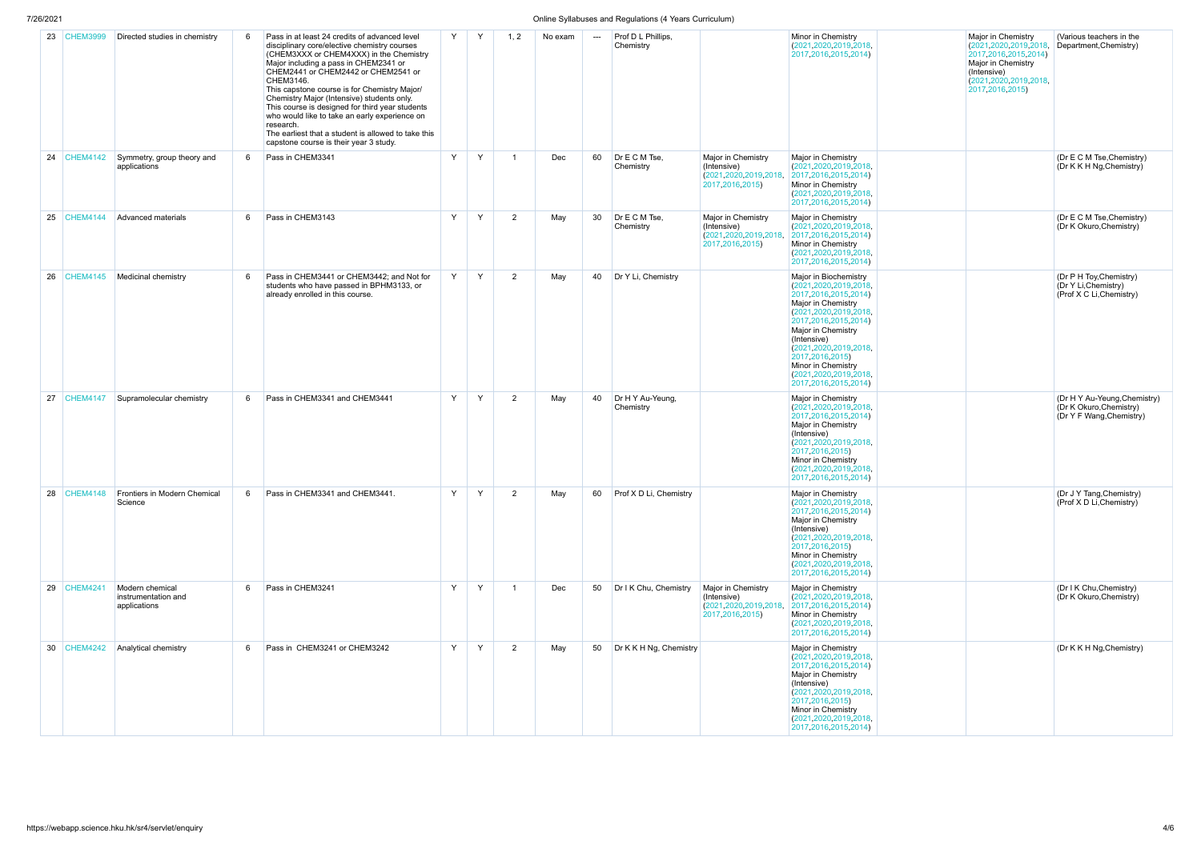| | | | | | | | | | | | | | | | |
|---|---|---|---|---|---|---|---|---|---|---|---|---|---|---|---|
| 23 | CHEM3999 | Directed studies in chemistry | 6 | Pass in at least 24 credits of advanced level disciplinary core/elective chemistry courses (CHEM3XXX or CHEM4XXX) in the Chemistry Major including a pass in CHEM2341 or CHEM2441 or CHEM2442 or CHEM2541 or CHEM3146. This capstone course is for Chemistry Major/ Chemistry Major (Intensive) students only. This course is designed for third year students who would like to take an early experience on research. The earliest that a student is allowed to take this capstone course is their year 3 study. | Y | Y | 1, 2 | No exam | --- | Prof D L Phillips, Chemistry | | Minor in Chemistry (2021,2020,2019,2018, 2017,2016,2015,2014) | | Major in Chemistry (2021,2020,2019,2018, 2017,2016,2015,2014) Major in Chemistry (Intensive) (2021,2020,2019,2018, 2017,2016,2015) | (Various teachers in the Department,Chemistry) |
| 24 | CHEM4142 | Symmetry, group theory and applications | 6 | Pass in CHEM3341 | Y | Y | 1 | Dec | 60 | Dr E C M Tse, Chemistry | Major in Chemistry (Intensive) (2021,2020,2019,2018, 2017,2016,2015) | Major in Chemistry (2021,2020,2019,2018, 2017,2016,2015,2014) Minor in Chemistry (2021,2020,2019,2018, 2017,2016,2015,2014) | | | (Dr E C M Tse,Chemistry) (Dr K K H Ng,Chemistry) |
| 25 | CHEM4144 | Advanced materials | 6 | Pass in CHEM3143 | Y | Y | 2 | May | 30 | Dr E C M Tse, Chemistry | Major in Chemistry (Intensive) (2021,2020,2019,2018, 2017,2016,2015) | Major in Chemistry (2021,2020,2019,2018, 2017,2016,2015,2014) Minor in Chemistry (2021,2020,2019,2018, 2017,2016,2015,2014) | | | (Dr E C M Tse,Chemistry) (Dr K Okuro,Chemistry) |
| 26 | CHEM4145 | Medicinal chemistry | 6 | Pass in CHEM3441 or CHEM3442; and Not for students who have passed in BPHM3133, or already enrolled in this course. | Y | Y | 2 | May | 40 | Dr Y Li, Chemistry | | Major in Biochemistry (2021,2020,2019,2018, 2017,2016,2015,2014) Major in Chemistry (2021,2020,2019,2018, 2017,2016,2015,2014) Major in Chemistry (Intensive) (2021,2020,2019,2018, 2017,2016,2015) Minor in Chemistry (2021,2020,2019,2018, 2017,2016,2015,2014) | | | (Dr P H Toy,Chemistry) (Dr Y Li,Chemistry) (Prof X C Li,Chemistry) |
| 27 | CHEM4147 | Supramolecular chemistry | 6 | Pass in CHEM3341 and CHEM3441 | Y | Y | 2 | May | 40 | Dr H Y Au-Yeung, Chemistry | | Major in Chemistry (2021,2020,2019,2018, 2017,2016,2015,2014) Major in Chemistry (Intensive) (2021,2020,2019,2018, 2017,2016,2015) Minor in Chemistry (2021,2020,2019,2018, 2017,2016,2015,2014) | | | (Dr H Y Au-Yeung,Chemistry) (Dr K Okuro,Chemistry) (Dr Y F Wang,Chemistry) |
| 28 | CHEM4148 | Frontiers in Modern Chemical Science | 6 | Pass in CHEM3341 and CHEM3441. | Y | Y | 2 | May | 60 | Prof X D Li, Chemistry | | Major in Chemistry (2021,2020,2019,2018, 2017,2016,2015,2014) Major in Chemistry (Intensive) (2021,2020,2019,2018, 2017,2016,2015) Minor in Chemistry (2021,2020,2019,2018, 2017,2016,2015,2014) | | | (Dr J Y Tang,Chemistry) (Prof X D Li,Chemistry) |
| 29 | CHEM4241 | Modern chemical instrumentation and applications | 6 | Pass in CHEM3241 | Y | Y | 1 | Dec | 50 | Dr I K Chu, Chemistry | Major in Chemistry (Intensive) (2021,2020,2019,2018, 2017,2016,2015) | Major in Chemistry (2021,2020,2019,2018, 2017,2016,2015,2014) Minor in Chemistry (2021,2020,2019,2018, 2017,2016,2015,2014) | | | (Dr I K Chu,Chemistry) (Dr K Okuro,Chemistry) |
| 30 | CHEM4242 | Analytical chemistry | 6 | Pass in CHEM3241 or CHEM3242 | Y | Y | 2 | May | 50 | Dr K K H Ng, Chemistry | | Major in Chemistry (2021,2020,2019,2018, 2017,2016,2015,2014) Major in Chemistry (Intensive) (2021,2020,2019,2018, 2017,2016,2015) Minor in Chemistry (2021,2020,2019,2018, 2017,2016,2015,2014) | | | (Dr K K H Ng,Chemistry) |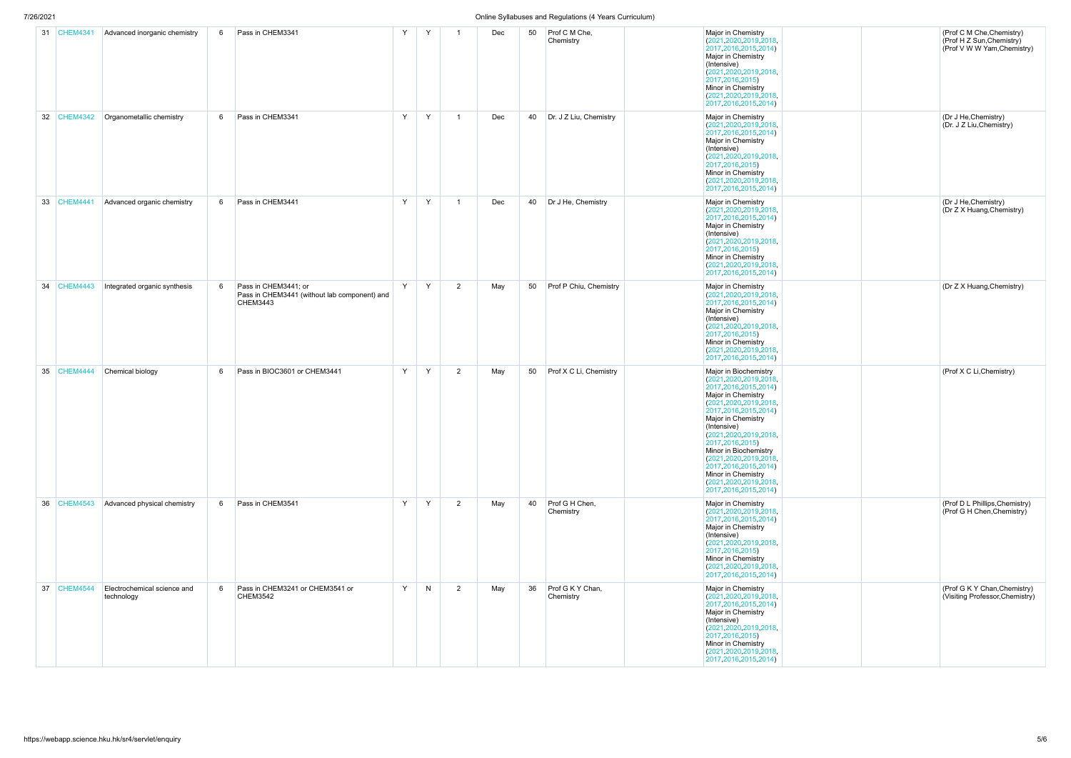| 31 | CHEM4341 | Advanced inorganic chemistry | 6 | Pass in CHEM3341 | Y | Y | 1 | Dec | 50 | Prof C M Che, Chemistry | | Major in Chemistry (2021,2020,2019,2018, 2017,2016,2015,2014) Major in Chemistry (Intensive) (2021,2020,2019,2018, 2017,2016,2015) Minor in Chemistry (2021,2020,2019,2018, 2017,2016,2015,2014) | | | (Prof C M Che,Chemistry) (Prof H Z Sun,Chemistry) (Prof V W W Yam,Chemistry) |
|---|---|---|---|---|---|---|---|---|---|---|---|---|---|---|---|
| 32 | CHEM4342 | Organometallic chemistry | 6 | Pass in CHEM3341 | Y | Y | 1 | Dec | 40 | Dr. J Z Liu, Chemistry | | Major in Chemistry (2021,2020,2019,2018, 2017,2016,2015,2014) Major in Chemistry (Intensive) (2021,2020,2019,2018, 2017,2016,2015) Minor in Chemistry (2021,2020,2019,2018, 2017,2016,2015,2014) | | | (Dr J He,Chemistry) (Dr. J Z Liu,Chemistry) |
| 33 | CHEM4441 | Advanced organic chemistry | 6 | Pass in CHEM3441 | Y | Y | 1 | Dec | 40 | Dr J He, Chemistry | | Major in Chemistry (2021,2020,2019,2018, 2017,2016,2015,2014) Major in Chemistry (Intensive) (2021,2020,2019,2018, 2017,2016,2015) Minor in Chemistry (2021,2020,2019,2018, 2017,2016,2015,2014) | | | (Dr J He,Chemistry) (Dr Z X Huang,Chemistry) |
| 34 | CHEM4443 | Integrated organic synthesis | 6 | Pass in CHEM3441; or Pass in CHEM3441 (without lab component) and CHEM3443 | Y | Y | 2 | May | 50 | Prof P Chiu, Chemistry | | Major in Chemistry (2021,2020,2019,2018, 2017,2016,2015,2014) Major in Chemistry (Intensive) (2021,2020,2019,2018, 2017,2016,2015) Minor in Chemistry (2021,2020,2019,2018, 2017,2016,2015,2014) | | | (Dr Z X Huang,Chemistry) |
| 35 | CHEM4444 | Chemical biology | 6 | Pass in BIOC3601 or CHEM3441 | Y | Y | 2 | May | 50 | Prof X C Li, Chemistry | | Major in Biochemistry (2021,2020,2019,2018, 2017,2016,2015,2014) Major in Chemistry (2021,2020,2019,2018, 2017,2016,2015,2014) Major in Chemistry (Intensive) (2021,2020,2019,2018, 2017,2016,2015) Minor in Biochemistry (2021,2020,2019,2018, 2017,2016,2015,2014) Minor in Chemistry (2021,2020,2019,2018, 2017,2016,2015,2014) | | | (Prof X C Li,Chemistry) |
| 36 | CHEM4543 | Advanced physical chemistry | 6 | Pass in CHEM3541 | Y | Y | 2 | May | 40 | Prof G H Chen, Chemistry | | Major in Chemistry (2021,2020,2019,2018, 2017,2016,2015,2014) Major in Chemistry (Intensive) (2021,2020,2019,2018, 2017,2016,2015) Minor in Chemistry (2021,2020,2019,2018, 2017,2016,2015,2014) | | | (Prof D L Phillips,Chemistry) (Prof G H Chen,Chemistry) |
| 37 | CHEM4544 | Electrochemical science and technology | 6 | Pass in CHEM3241 or CHEM3541 or CHEM3542 | Y | N | 2 | May | 36 | Prof G K Y Chan, Chemistry | | Major in Chemistry (2021,2020,2019,2018, 2017,2016,2015,2014) Major in Chemistry (Intensive) (2021,2020,2019,2018, 2017,2016,2015) Minor in Chemistry (2021,2020,2019,2018, 2017,2016,2015,2014) | | | (Prof G K Y Chan,Chemistry) (Visiting Professor,Chemistry) |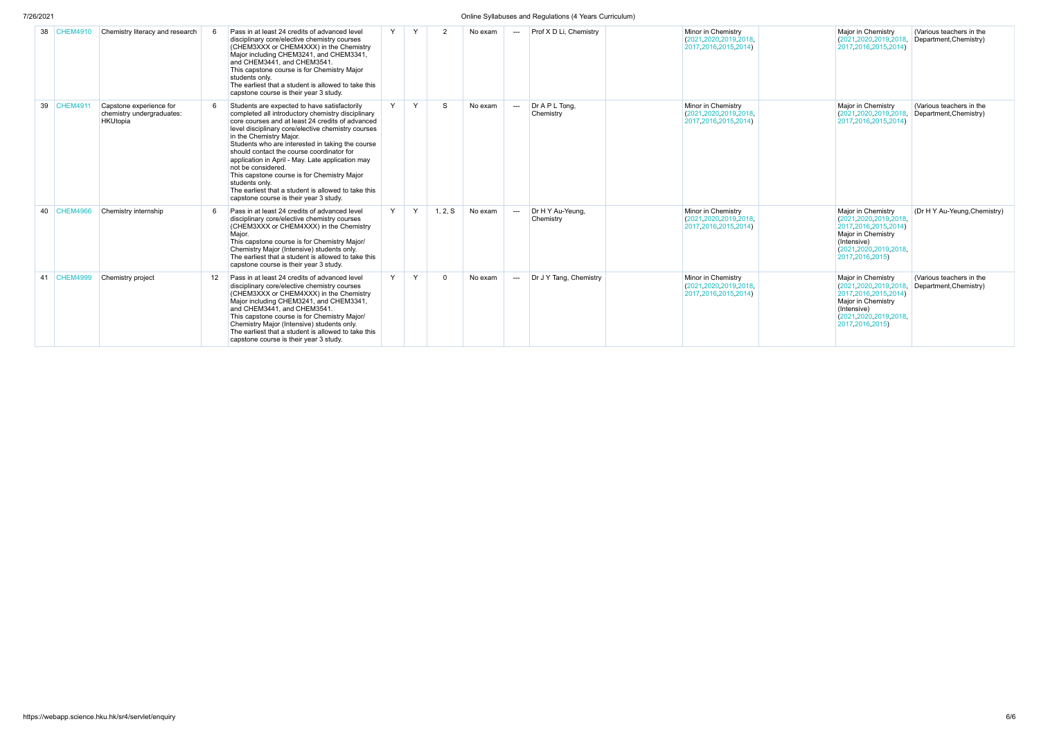| | | | | | | | | | | | | | | | | |
|---|---|---|---|---|---|---|---|---|---|---|---|---|---|---|---|---|
| 38 | CHEM4910 | Chemistry literacy and research | 6 | Pass in at least 24 credits of advanced level disciplinary core/elective chemistry courses (CHEM3XXX or CHEM4XXX) in the Chemistry Major including CHEM3241, and CHEM3341, and CHEM3441, and CHEM3541. This capstone course is for Chemistry Major students only. The earliest that a student is allowed to take this capstone course is their year 3 study. | Y | Y | 2 | No exam | --- | Prof X D Li, Chemistry | | Minor in Chemistry (2021,2020,2019,2018, 2017,2016,2015,2014) | | Major in Chemistry (2021,2020,2019,2018, 2017,2016,2015,2014) | (Various teachers in the Department,Chemistry) |
| 39 | CHEM4911 | Capstone experience for chemistry undergraduates: HKUtopia | 6 | Students are expected to have satisfactorily completed all introductory chemistry disciplinary core courses and at least 24 credits of advanced level disciplinary core/elective chemistry courses in the Chemistry Major. Students who are interested in taking the course should contact the course coordinator for application in April - May. Late application may not be considered. This capstone course is for Chemistry Major students only. The earliest that a student is allowed to take this capstone course is their year 3 study. | Y | Y | S | No exam | --- | Dr A P L Tong, Chemistry | | Minor in Chemistry (2021,2020,2019,2018, 2017,2016,2015,2014) | | Major in Chemistry (2021,2020,2019,2018, 2017,2016,2015,2014) | (Various teachers in the Department,Chemistry) |
| 40 | CHEM4966 | Chemistry internship | 6 | Pass in at least 24 credits of advanced level disciplinary core/elective chemistry courses (CHEM3XXX or CHEM4XXX) in the Chemistry Major. This capstone course is for Chemistry Major/ Chemistry Major (Intensive) students only. The earliest that a student is allowed to take this capstone course is their year 3 study. | Y | Y | 1, 2, S | No exam | --- | Dr H Y Au-Yeung, Chemistry | | Minor in Chemistry (2021,2020,2019,2018, 2017,2016,2015,2014) | | Major in Chemistry (2021,2020,2019,2018, 2017,2016,2015,2014) Major in Chemistry (Intensive) (2021,2020,2019,2018, 2017,2016,2015) | (Dr H Y Au-Yeung,Chemistry) |
| 41 | CHEM4999 | Chemistry project | 12 | Pass in at least 24 credits of advanced level disciplinary core/elective chemistry courses (CHEM3XXX or CHEM4XXX) in the Chemistry Major including CHEM3241, and CHEM3341, and CHEM3441, and CHEM3541. This capstone course is for Chemistry Major/ Chemistry Major (Intensive) students only. The earliest that a student is allowed to take this capstone course is their year 3 study. | Y | Y | 0 | No exam | --- | Dr J Y Tang, Chemistry | | Minor in Chemistry (2021,2020,2019,2018, 2017,2016,2015,2014) | | Major in Chemistry (2021,2020,2019,2018, 2017,2016,2015,2014) Major in Chemistry (Intensive) (2021,2020,2019,2018, 2017,2016,2015) | (Various teachers in the Department,Chemistry) |